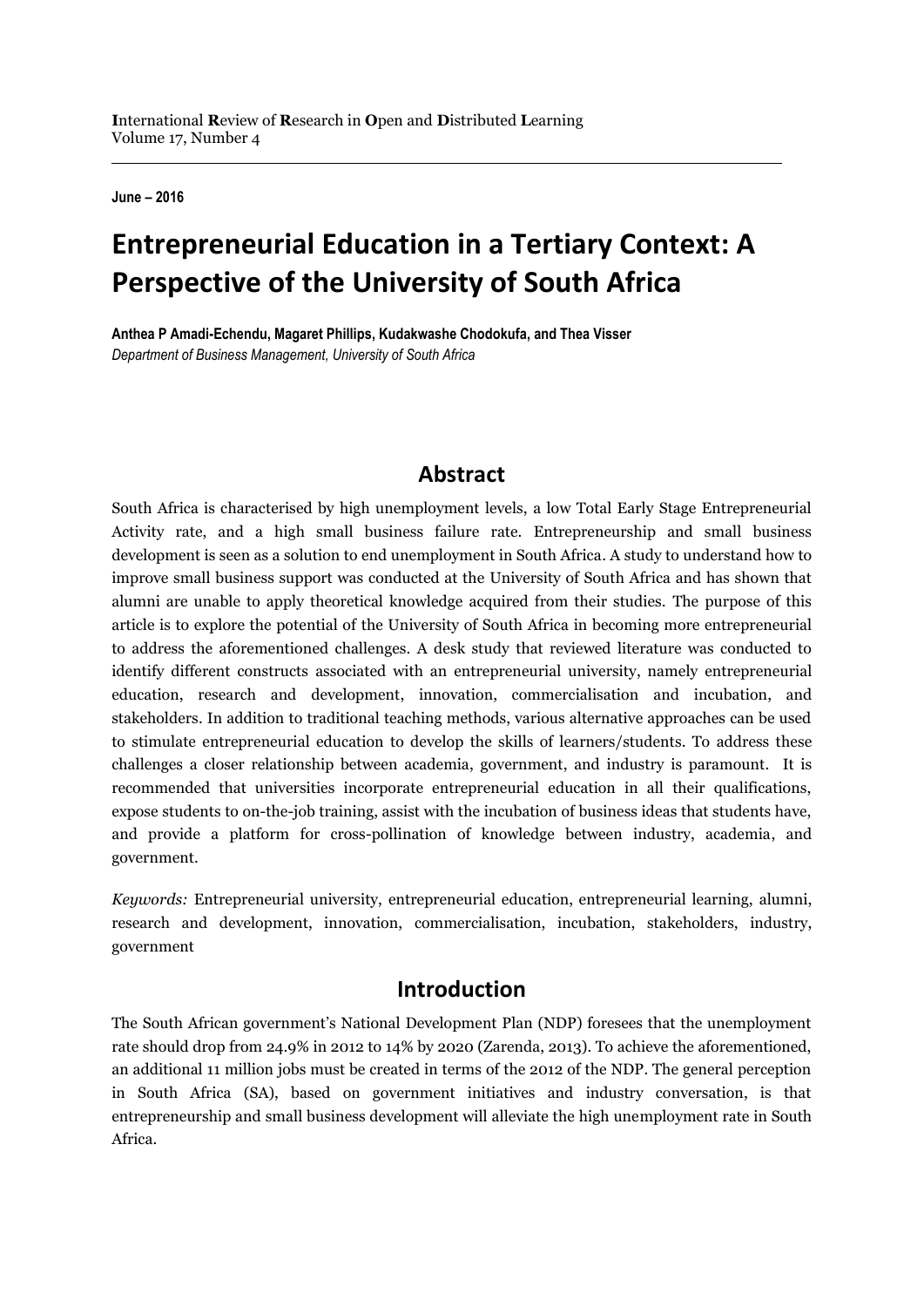June – 2016

# Entrepreneurial Education in a Tertiary Context: A Perspective of the University of South Africa

**Anthea P Amadi-Echendu, Magaret Phillips, Kudakwashe Chodokufa, and Thea Visser**
*Department of Business Management, University of South Africa*

## Abstract

South Africa is characterised by high unemployment levels, a low Total Early Stage Entrepreneurial Activity rate, and a high small business failure rate. Entrepreneurship and small business development is seen as a solution to end unemployment in South Africa. A study to understand how to improve small business support was conducted at the University of South Africa and has shown that alumni are unable to apply theoretical knowledge acquired from their studies. The purpose of this article is to explore the potential of the University of South Africa in becoming more entrepreneurial to address the aforementioned challenges. A desk study that reviewed literature was conducted to identify different constructs associated with an entrepreneurial university, namely entrepreneurial education, research and development, innovation, commercialisation and incubation, and stakeholders. In addition to traditional teaching methods, various alternative approaches can be used to stimulate entrepreneurial education to develop the skills of learners/students. To address these challenges a closer relationship between academia, government, and industry is paramount. It is recommended that universities incorporate entrepreneurial education in all their qualifications, expose students to on-the-job training, assist with the incubation of business ideas that students have, and provide a platform for cross-pollination of knowledge between industry, academia, and government.

*Keywords:* Entrepreneurial university, entrepreneurial education, entrepreneurial learning, alumni, research and development, innovation, commercialisation, incubation, stakeholders, industry, government

## Introduction

The South African government's National Development Plan (NDP) foresees that the unemployment rate should drop from 24.9% in 2012 to 14% by 2020 (Zarenda, 2013). To achieve the aforementioned, an additional 11 million jobs must be created in terms of the 2012 of the NDP. The general perception in South Africa (SA), based on government initiatives and industry conversation, is that entrepreneurship and small business development will alleviate the high unemployment rate in South Africa.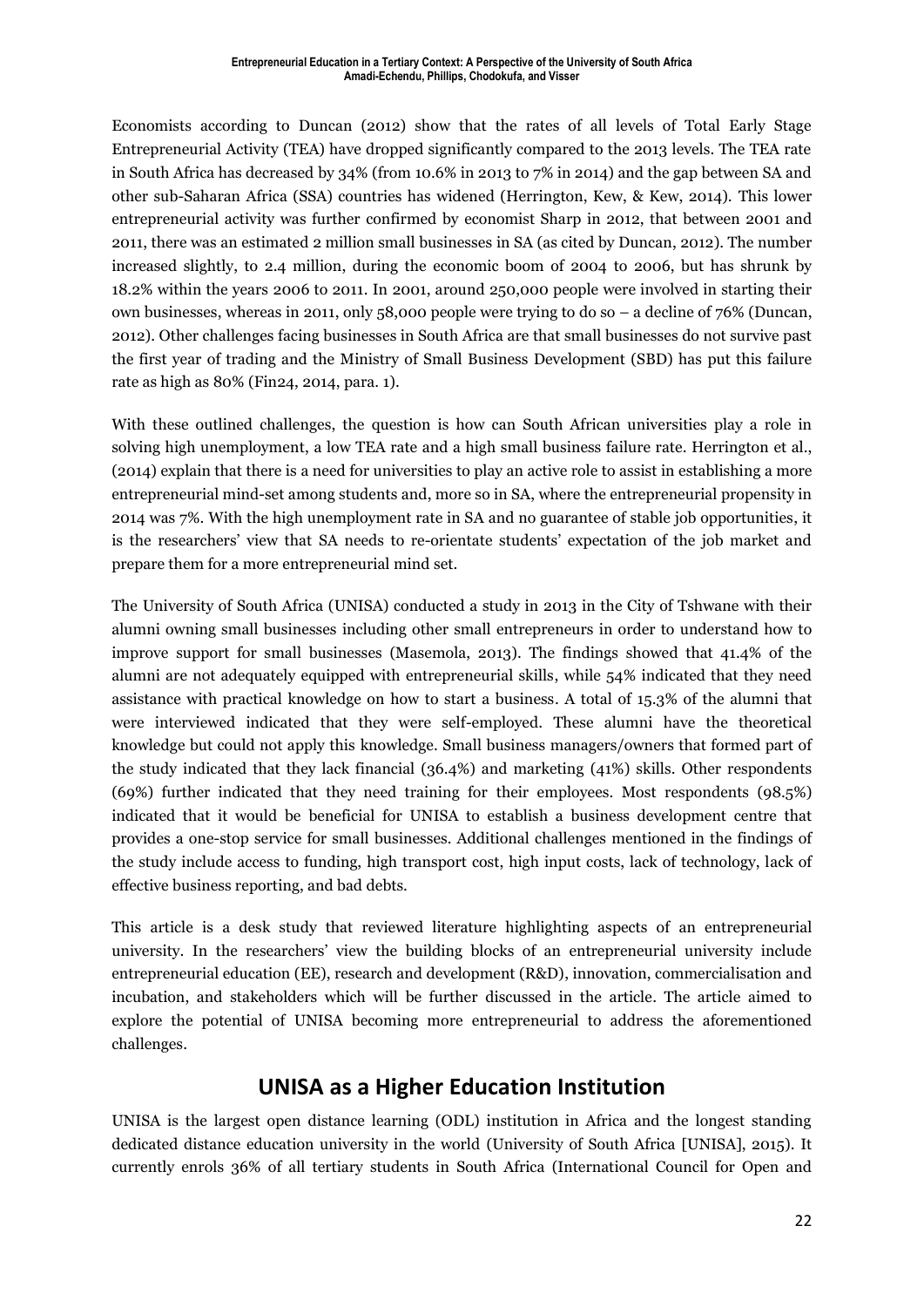Economists according to Duncan (2012) show that the rates of all levels of Total Early Stage Entrepreneurial Activity (TEA) have dropped significantly compared to the 2013 levels. The TEA rate in South Africa has decreased by 34% (from 10.6% in 2013 to 7% in 2014) and the gap between SA and other sub-Saharan Africa (SSA) countries has widened (Herrington, Kew, & Kew, 2014). This lower entrepreneurial activity was further confirmed by economist Sharp in 2012, that between 2001 and 2011, there was an estimated 2 million small businesses in SA (as cited by Duncan, 2012). The number increased slightly, to 2.4 million, during the economic boom of 2004 to 2006, but has shrunk by 18.2% within the years 2006 to 2011. In 2001, around 250,000 people were involved in starting their own businesses, whereas in 2011, only 58,000 people were trying to do so – a decline of 76% (Duncan, 2012). Other challenges facing businesses in South Africa are that small businesses do not survive past the first year of trading and the Ministry of Small Business Development (SBD) has put this failure rate as high as 80% (Fin24, 2014, para. 1).

With these outlined challenges, the question is how can South African universities play a role in solving high unemployment, a low TEA rate and a high small business failure rate. Herrington et al., (2014) explain that there is a need for universities to play an active role to assist in establishing a more entrepreneurial mind-set among students and, more so in SA, where the entrepreneurial propensity in 2014 was 7%. With the high unemployment rate in SA and no guarantee of stable job opportunities, it is the researchers' view that SA needs to re-orientate students' expectation of the job market and prepare them for a more entrepreneurial mind set.

The University of South Africa (UNISA) conducted a study in 2013 in the City of Tshwane with their alumni owning small businesses including other small entrepreneurs in order to understand how to improve support for small businesses (Masemola, 2013). The findings showed that 41.4% of the alumni are not adequately equipped with entrepreneurial skills, while 54% indicated that they need assistance with practical knowledge on how to start a business. A total of 15.3% of the alumni that were interviewed indicated that they were self-employed. These alumni have the theoretical knowledge but could not apply this knowledge. Small business managers/owners that formed part of the study indicated that they lack financial (36.4%) and marketing (41%) skills. Other respondents (69%) further indicated that they need training for their employees. Most respondents (98.5%) indicated that it would be beneficial for UNISA to establish a business development centre that provides a one-stop service for small businesses. Additional challenges mentioned in the findings of the study include access to funding, high transport cost, high input costs, lack of technology, lack of effective business reporting, and bad debts.

This article is a desk study that reviewed literature highlighting aspects of an entrepreneurial university. In the researchers' view the building blocks of an entrepreneurial university include entrepreneurial education (EE), research and development (R&D), innovation, commercialisation and incubation, and stakeholders which will be further discussed in the article. The article aimed to explore the potential of UNISA becoming more entrepreneurial to address the aforementioned challenges.

## UNISA as a Higher Education Institution

UNISA is the largest open distance learning (ODL) institution in Africa and the longest standing dedicated distance education university in the world (University of South Africa [UNISA], 2015). It currently enrols 36% of all tertiary students in South Africa (International Council for Open and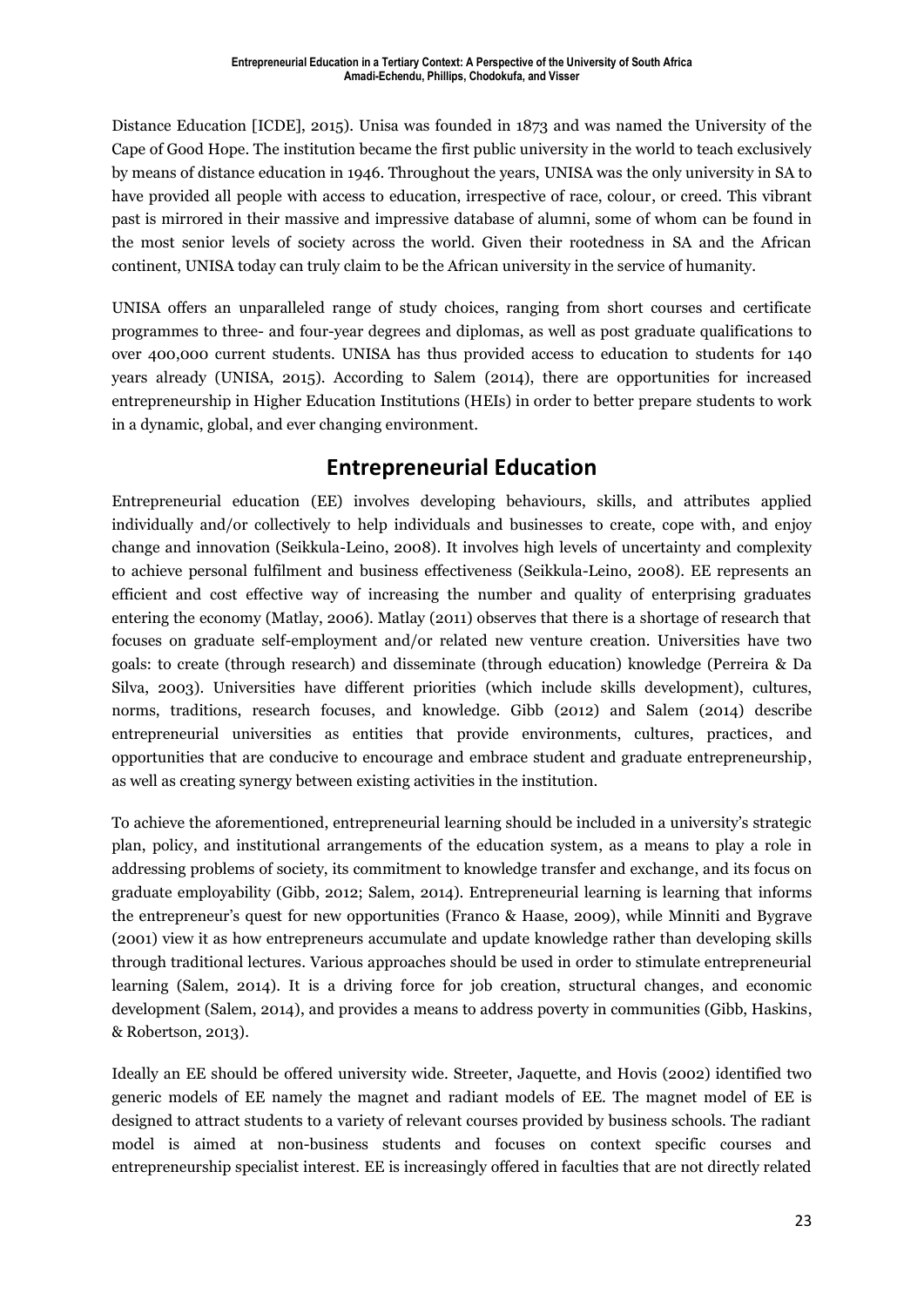Distance Education [ICDE], 2015). Unisa was founded in 1873 and was named the University of the Cape of Good Hope. The institution became the first public university in the world to teach exclusively by means of distance education in 1946. Throughout the years, UNISA was the only university in SA to have provided all people with access to education, irrespective of race, colour, or creed. This vibrant past is mirrored in their massive and impressive database of alumni, some of whom can be found in the most senior levels of society across the world. Given their rootedness in SA and the African continent, UNISA today can truly claim to be the African university in the service of humanity.

UNISA offers an unparalleled range of study choices, ranging from short courses and certificate programmes to three- and four-year degrees and diplomas, as well as post graduate qualifications to over 400,000 current students. UNISA has thus provided access to education to students for 140 years already (UNISA, 2015). According to Salem (2014), there are opportunities for increased entrepreneurship in Higher Education Institutions (HEIs) in order to better prepare students to work in a dynamic, global, and ever changing environment.

## Entrepreneurial Education

Entrepreneurial education (EE) involves developing behaviours, skills, and attributes applied individually and/or collectively to help individuals and businesses to create, cope with, and enjoy change and innovation (Seikkula-Leino, 2008). It involves high levels of uncertainty and complexity to achieve personal fulfilment and business effectiveness (Seikkula-Leino, 2008). EE represents an efficient and cost effective way of increasing the number and quality of enterprising graduates entering the economy (Matlay, 2006). Matlay (2011) observes that there is a shortage of research that focuses on graduate self-employment and/or related new venture creation. Universities have two goals: to create (through research) and disseminate (through education) knowledge (Perreira & Da Silva, 2003). Universities have different priorities (which include skills development), cultures, norms, traditions, research focuses, and knowledge. Gibb (2012) and Salem (2014) describe entrepreneurial universities as entities that provide environments, cultures, practices, and opportunities that are conducive to encourage and embrace student and graduate entrepreneurship, as well as creating synergy between existing activities in the institution.

To achieve the aforementioned, entrepreneurial learning should be included in a university's strategic plan, policy, and institutional arrangements of the education system, as a means to play a role in addressing problems of society, its commitment to knowledge transfer and exchange, and its focus on graduate employability (Gibb, 2012; Salem, 2014). Entrepreneurial learning is learning that informs the entrepreneur's quest for new opportunities (Franco & Haase, 2009), while Minniti and Bygrave (2001) view it as how entrepreneurs accumulate and update knowledge rather than developing skills through traditional lectures. Various approaches should be used in order to stimulate entrepreneurial learning (Salem, 2014). It is a driving force for job creation, structural changes, and economic development (Salem, 2014), and provides a means to address poverty in communities (Gibb, Haskins, & Robertson, 2013).

Ideally an EE should be offered university wide. Streeter, Jaquette, and Hovis (2002) identified two generic models of EE namely the magnet and radiant models of EE. The magnet model of EE is designed to attract students to a variety of relevant courses provided by business schools. The radiant model is aimed at non-business students and focuses on context specific courses and entrepreneurship specialist interest. EE is increasingly offered in faculties that are not directly related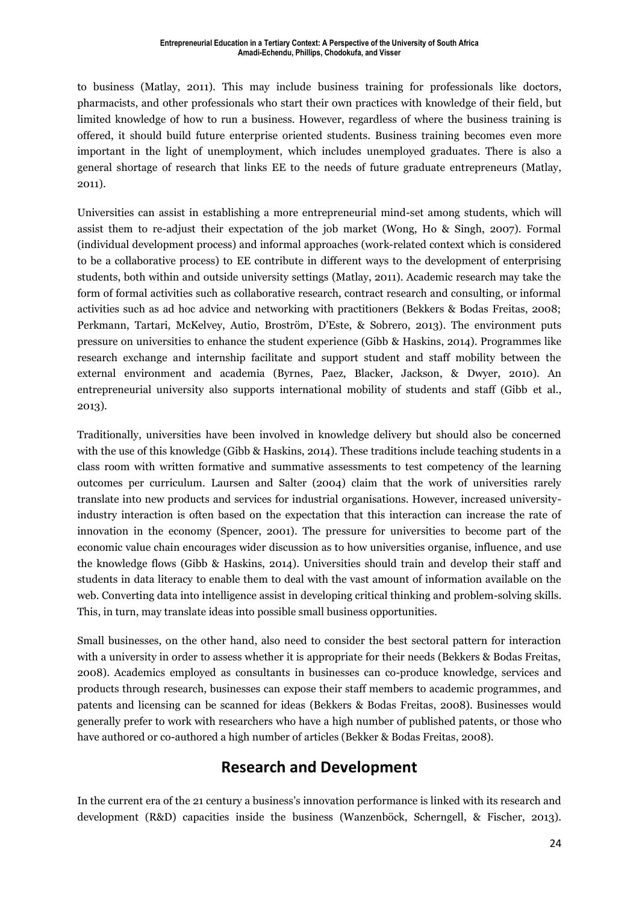to business (Matlay, 2011). This may include business training for professionals like doctors, pharmacists, and other professionals who start their own practices with knowledge of their field, but limited knowledge of how to run a business. However, regardless of where the business training is offered, it should build future enterprise oriented students. Business training becomes even more important in the light of unemployment, which includes unemployed graduates. There is also a general shortage of research that links EE to the needs of future graduate entrepreneurs (Matlay, 2011).

Universities can assist in establishing a more entrepreneurial mind-set among students, which will assist them to re-adjust their expectation of the job market (Wong, Ho & Singh, 2007). Formal (individual development process) and informal approaches (work-related context which is considered to be a collaborative process) to EE contribute in different ways to the development of enterprising students, both within and outside university settings (Matlay, 2011). Academic research may take the form of formal activities such as collaborative research, contract research and consulting, or informal activities such as ad hoc advice and networking with practitioners (Bekkers & Bodas Freitas, 2008; Perkmann, Tartari, McKelvey, Autio, Broström, D'Este, & Sobrero, 2013). The environment puts pressure on universities to enhance the student experience (Gibb & Haskins, 2014). Programmes like research exchange and internship facilitate and support student and staff mobility between the external environment and academia (Byrnes, Paez, Blacker, Jackson, & Dwyer, 2010). An entrepreneurial university also supports international mobility of students and staff (Gibb et al., 2013).

Traditionally, universities have been involved in knowledge delivery but should also be concerned with the use of this knowledge (Gibb & Haskins, 2014). These traditions include teaching students in a class room with written formative and summative assessments to test competency of the learning outcomes per curriculum. Laursen and Salter (2004) claim that the work of universities rarely translate into new products and services for industrial organisations. However, increased university-industry interaction is often based on the expectation that this interaction can increase the rate of innovation in the economy (Spencer, 2001). The pressure for universities to become part of the economic value chain encourages wider discussion as to how universities organise, influence, and use the knowledge flows (Gibb & Haskins, 2014). Universities should train and develop their staff and students in data literacy to enable them to deal with the vast amount of information available on the web. Converting data into intelligence assist in developing critical thinking and problem-solving skills. This, in turn, may translate ideas into possible small business opportunities.

Small businesses, on the other hand, also need to consider the best sectoral pattern for interaction with a university in order to assess whether it is appropriate for their needs (Bekkers & Bodas Freitas, 2008). Academics employed as consultants in businesses can co-produce knowledge, services and products through research, businesses can expose their staff members to academic programmes, and patents and licensing can be scanned for ideas (Bekkers & Bodas Freitas, 2008). Businesses would generally prefer to work with researchers who have a high number of published patents, or those who have authored or co-authored a high number of articles (Bekker & Bodas Freitas, 2008).

## Research and Development

In the current era of the 21 century a business's innovation performance is linked with its research and development (R&D) capacities inside the business (Wanzenböck, Scherngell, & Fischer, 2013).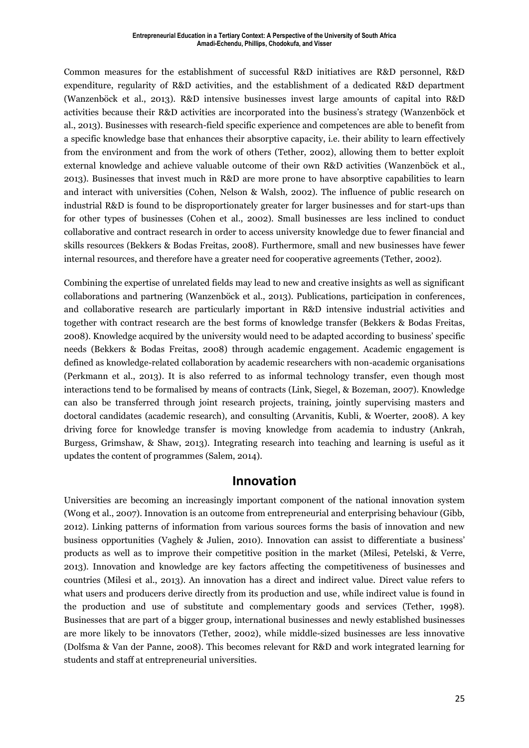Common measures for the establishment of successful R&D initiatives are R&D personnel, R&D expenditure, regularity of R&D activities, and the establishment of a dedicated R&D department (Wanzenböck et al., 2013). R&D intensive businesses invest large amounts of capital into R&D activities because their R&D activities are incorporated into the business's strategy (Wanzenböck et al., 2013). Businesses with research-field specific experience and competences are able to benefit from a specific knowledge base that enhances their absorptive capacity, i.e. their ability to learn effectively from the environment and from the work of others (Tether, 2002), allowing them to better exploit external knowledge and achieve valuable outcome of their own R&D activities (Wanzenböck et al., 2013). Businesses that invest much in R&D are more prone to have absorptive capabilities to learn and interact with universities (Cohen, Nelson & Walsh, 2002). The influence of public research on industrial R&D is found to be disproportionately greater for larger businesses and for start-ups than for other types of businesses (Cohen et al., 2002). Small businesses are less inclined to conduct collaborative and contract research in order to access university knowledge due to fewer financial and skills resources (Bekkers & Bodas Freitas, 2008). Furthermore, small and new businesses have fewer internal resources, and therefore have a greater need for cooperative agreements (Tether, 2002).

Combining the expertise of unrelated fields may lead to new and creative insights as well as significant collaborations and partnering (Wanzenböck et al., 2013). Publications, participation in conferences, and collaborative research are particularly important in R&D intensive industrial activities and together with contract research are the best forms of knowledge transfer (Bekkers & Bodas Freitas, 2008). Knowledge acquired by the university would need to be adapted according to business' specific needs (Bekkers & Bodas Freitas, 2008) through academic engagement. Academic engagement is defined as knowledge-related collaboration by academic researchers with non-academic organisations (Perkmann et al., 2013). It is also referred to as informal technology transfer, even though most interactions tend to be formalised by means of contracts (Link, Siegel, & Bozeman, 2007). Knowledge can also be transferred through joint research projects, training, jointly supervising masters and doctoral candidates (academic research), and consulting (Arvanitis, Kubli, & Woerter, 2008). A key driving force for knowledge transfer is moving knowledge from academia to industry (Ankrah, Burgess, Grimshaw, & Shaw, 2013). Integrating research into teaching and learning is useful as it updates the content of programmes (Salem, 2014).

## Innovation

Universities are becoming an increasingly important component of the national innovation system (Wong et al., 2007). Innovation is an outcome from entrepreneurial and enterprising behaviour (Gibb, 2012). Linking patterns of information from various sources forms the basis of innovation and new business opportunities (Vaghely & Julien, 2010). Innovation can assist to differentiate a business' products as well as to improve their competitive position in the market (Milesi, Petelski, & Verre, 2013). Innovation and knowledge are key factors affecting the competitiveness of businesses and countries (Milesi et al., 2013). An innovation has a direct and indirect value. Direct value refers to what users and producers derive directly from its production and use, while indirect value is found in the production and use of substitute and complementary goods and services (Tether, 1998). Businesses that are part of a bigger group, international businesses and newly established businesses are more likely to be innovators (Tether, 2002), while middle-sized businesses are less innovative (Dolfsma & Van der Panne, 2008). This becomes relevant for R&D and work integrated learning for students and staff at entrepreneurial universities.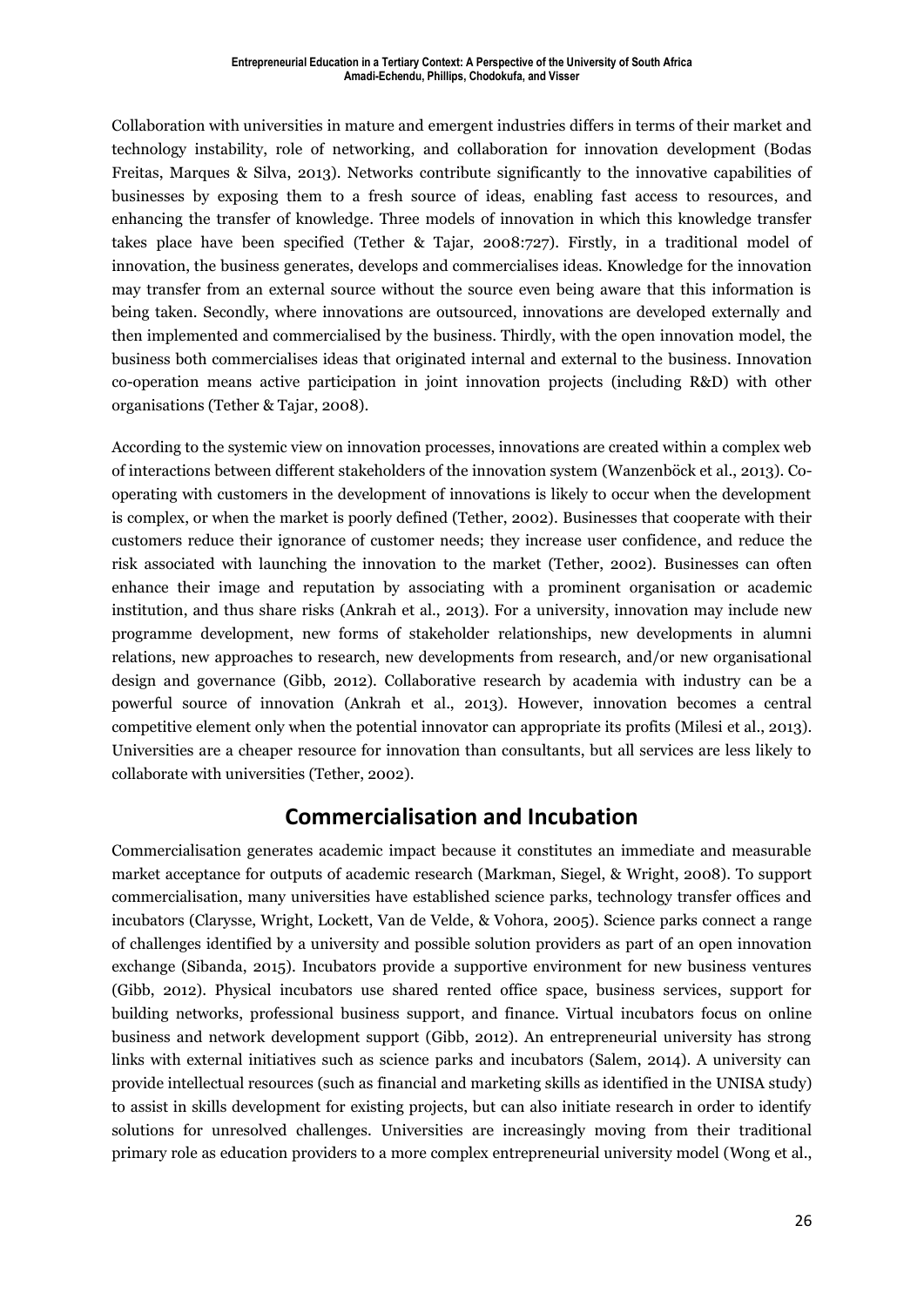Collaboration with universities in mature and emergent industries differs in terms of their market and technology instability, role of networking, and collaboration for innovation development (Bodas Freitas, Marques & Silva, 2013). Networks contribute significantly to the innovative capabilities of businesses by exposing them to a fresh source of ideas, enabling fast access to resources, and enhancing the transfer of knowledge. Three models of innovation in which this knowledge transfer takes place have been specified (Tether & Tajar, 2008:727). Firstly, in a traditional model of innovation, the business generates, develops and commercialises ideas. Knowledge for the innovation may transfer from an external source without the source even being aware that this information is being taken. Secondly, where innovations are outsourced, innovations are developed externally and then implemented and commercialised by the business. Thirdly, with the open innovation model, the business both commercialises ideas that originated internal and external to the business. Innovation co-operation means active participation in joint innovation projects (including R&D) with other organisations (Tether & Tajar, 2008).

According to the systemic view on innovation processes, innovations are created within a complex web of interactions between different stakeholders of the innovation system (Wanzenböck et al., 2013). Co-operating with customers in the development of innovations is likely to occur when the development is complex, or when the market is poorly defined (Tether, 2002). Businesses that cooperate with their customers reduce their ignorance of customer needs; they increase user confidence, and reduce the risk associated with launching the innovation to the market (Tether, 2002). Businesses can often enhance their image and reputation by associating with a prominent organisation or academic institution, and thus share risks (Ankrah et al., 2013). For a university, innovation may include new programme development, new forms of stakeholder relationships, new developments in alumni relations, new approaches to research, new developments from research, and/or new organisational design and governance (Gibb, 2012). Collaborative research by academia with industry can be a powerful source of innovation (Ankrah et al., 2013). However, innovation becomes a central competitive element only when the potential innovator can appropriate its profits (Milesi et al., 2013). Universities are a cheaper resource for innovation than consultants, but all services are less likely to collaborate with universities (Tether, 2002).

## Commercialisation and Incubation

Commercialisation generates academic impact because it constitutes an immediate and measurable market acceptance for outputs of academic research (Markman, Siegel, & Wright, 2008). To support commercialisation, many universities have established science parks, technology transfer offices and incubators (Clarysse, Wright, Lockett, Van de Velde, & Vohora, 2005). Science parks connect a range of challenges identified by a university and possible solution providers as part of an open innovation exchange (Sibanda, 2015). Incubators provide a supportive environment for new business ventures (Gibb, 2012). Physical incubators use shared rented office space, business services, support for building networks, professional business support, and finance. Virtual incubators focus on online business and network development support (Gibb, 2012). An entrepreneurial university has strong links with external initiatives such as science parks and incubators (Salem, 2014). A university can provide intellectual resources (such as financial and marketing skills as identified in the UNISA study) to assist in skills development for existing projects, but can also initiate research in order to identify solutions for unresolved challenges. Universities are increasingly moving from their traditional primary role as education providers to a more complex entrepreneurial university model (Wong et al.,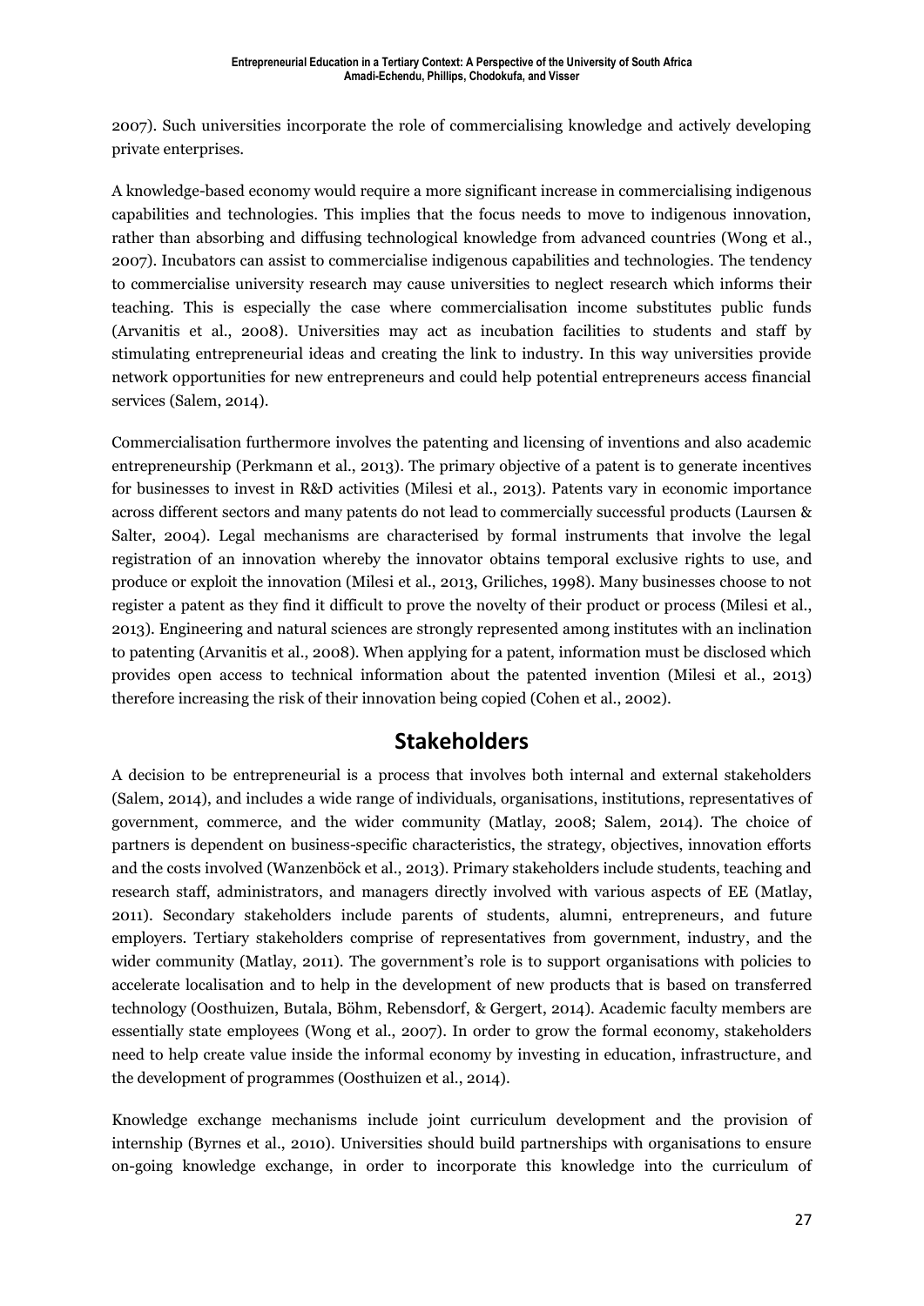2007). Such universities incorporate the role of commercialising knowledge and actively developing private enterprises.

A knowledge-based economy would require a more significant increase in commercialising indigenous capabilities and technologies. This implies that the focus needs to move to indigenous innovation, rather than absorbing and diffusing technological knowledge from advanced countries (Wong et al., 2007). Incubators can assist to commercialise indigenous capabilities and technologies. The tendency to commercialise university research may cause universities to neglect research which informs their teaching. This is especially the case where commercialisation income substitutes public funds (Arvanitis et al., 2008). Universities may act as incubation facilities to students and staff by stimulating entrepreneurial ideas and creating the link to industry. In this way universities provide network opportunities for new entrepreneurs and could help potential entrepreneurs access financial services (Salem, 2014).

Commercialisation furthermore involves the patenting and licensing of inventions and also academic entrepreneurship (Perkmann et al., 2013). The primary objective of a patent is to generate incentives for businesses to invest in R&D activities (Milesi et al., 2013). Patents vary in economic importance across different sectors and many patents do not lead to commercially successful products (Laursen & Salter, 2004). Legal mechanisms are characterised by formal instruments that involve the legal registration of an innovation whereby the innovator obtains temporal exclusive rights to use, and produce or exploit the innovation (Milesi et al., 2013, Griliches, 1998). Many businesses choose to not register a patent as they find it difficult to prove the novelty of their product or process (Milesi et al., 2013). Engineering and natural sciences are strongly represented among institutes with an inclination to patenting (Arvanitis et al., 2008). When applying for a patent, information must be disclosed which provides open access to technical information about the patented invention (Milesi et al., 2013) therefore increasing the risk of their innovation being copied (Cohen et al., 2002).

## Stakeholders

A decision to be entrepreneurial is a process that involves both internal and external stakeholders (Salem, 2014), and includes a wide range of individuals, organisations, institutions, representatives of government, commerce, and the wider community (Matlay, 2008; Salem, 2014). The choice of partners is dependent on business-specific characteristics, the strategy, objectives, innovation efforts and the costs involved (Wanzenböck et al., 2013). Primary stakeholders include students, teaching and research staff, administrators, and managers directly involved with various aspects of EE (Matlay, 2011). Secondary stakeholders include parents of students, alumni, entrepreneurs, and future employers. Tertiary stakeholders comprise of representatives from government, industry, and the wider community (Matlay, 2011). The government's role is to support organisations with policies to accelerate localisation and to help in the development of new products that is based on transferred technology (Oosthuizen, Butala, Böhm, Rebensdorf, & Gergert, 2014). Academic faculty members are essentially state employees (Wong et al., 2007). In order to grow the formal economy, stakeholders need to help create value inside the informal economy by investing in education, infrastructure, and the development of programmes (Oosthuizen et al., 2014).

Knowledge exchange mechanisms include joint curriculum development and the provision of internship (Byrnes et al., 2010). Universities should build partnerships with organisations to ensure on-going knowledge exchange, in order to incorporate this knowledge into the curriculum of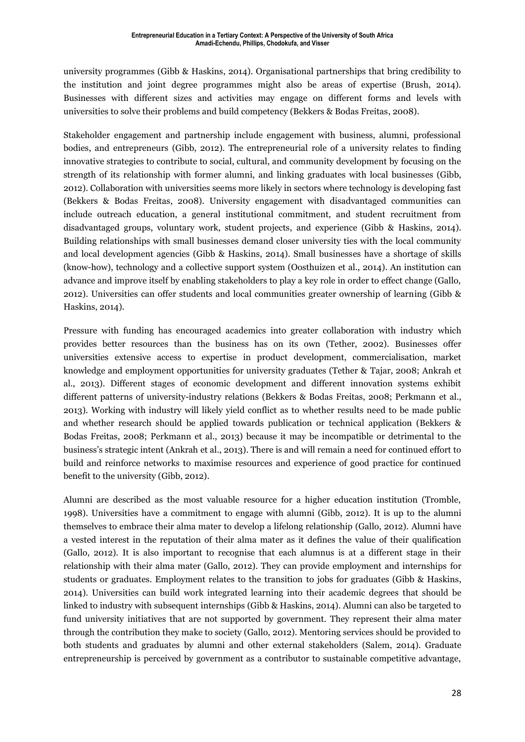university programmes (Gibb & Haskins, 2014). Organisational partnerships that bring credibility to the institution and joint degree programmes might also be areas of expertise (Brush, 2014). Businesses with different sizes and activities may engage on different forms and levels with universities to solve their problems and build competency (Bekkers & Bodas Freitas, 2008).

Stakeholder engagement and partnership include engagement with business, alumni, professional bodies, and entrepreneurs (Gibb, 2012). The entrepreneurial role of a university relates to finding innovative strategies to contribute to social, cultural, and community development by focusing on the strength of its relationship with former alumni, and linking graduates with local businesses (Gibb, 2012). Collaboration with universities seems more likely in sectors where technology is developing fast (Bekkers & Bodas Freitas, 2008). University engagement with disadvantaged communities can include outreach education, a general institutional commitment, and student recruitment from disadvantaged groups, voluntary work, student projects, and experience (Gibb & Haskins, 2014). Building relationships with small businesses demand closer university ties with the local community and local development agencies (Gibb & Haskins, 2014). Small businesses have a shortage of skills (know-how), technology and a collective support system (Oosthuizen et al., 2014). An institution can advance and improve itself by enabling stakeholders to play a key role in order to effect change (Gallo, 2012). Universities can offer students and local communities greater ownership of learning (Gibb & Haskins, 2014).

Pressure with funding has encouraged academics into greater collaboration with industry which provides better resources than the business has on its own (Tether, 2002). Businesses offer universities extensive access to expertise in product development, commercialisation, market knowledge and employment opportunities for university graduates (Tether & Tajar, 2008; Ankrah et al., 2013). Different stages of economic development and different innovation systems exhibit different patterns of university-industry relations (Bekkers & Bodas Freitas, 2008; Perkmann et al., 2013). Working with industry will likely yield conflict as to whether results need to be made public and whether research should be applied towards publication or technical application (Bekkers & Bodas Freitas, 2008; Perkmann et al., 2013) because it may be incompatible or detrimental to the business's strategic intent (Ankrah et al., 2013). There is and will remain a need for continued effort to build and reinforce networks to maximise resources and experience of good practice for continued benefit to the university (Gibb, 2012).

Alumni are described as the most valuable resource for a higher education institution (Tromble, 1998). Universities have a commitment to engage with alumni (Gibb, 2012). It is up to the alumni themselves to embrace their alma mater to develop a lifelong relationship (Gallo, 2012). Alumni have a vested interest in the reputation of their alma mater as it defines the value of their qualification (Gallo, 2012). It is also important to recognise that each alumnus is at a different stage in their relationship with their alma mater (Gallo, 2012). They can provide employment and internships for students or graduates. Employment relates to the transition to jobs for graduates (Gibb & Haskins, 2014). Universities can build work integrated learning into their academic degrees that should be linked to industry with subsequent internships (Gibb & Haskins, 2014). Alumni can also be targeted to fund university initiatives that are not supported by government. They represent their alma mater through the contribution they make to society (Gallo, 2012). Mentoring services should be provided to both students and graduates by alumni and other external stakeholders (Salem, 2014). Graduate entrepreneurship is perceived by government as a contributor to sustainable competitive advantage,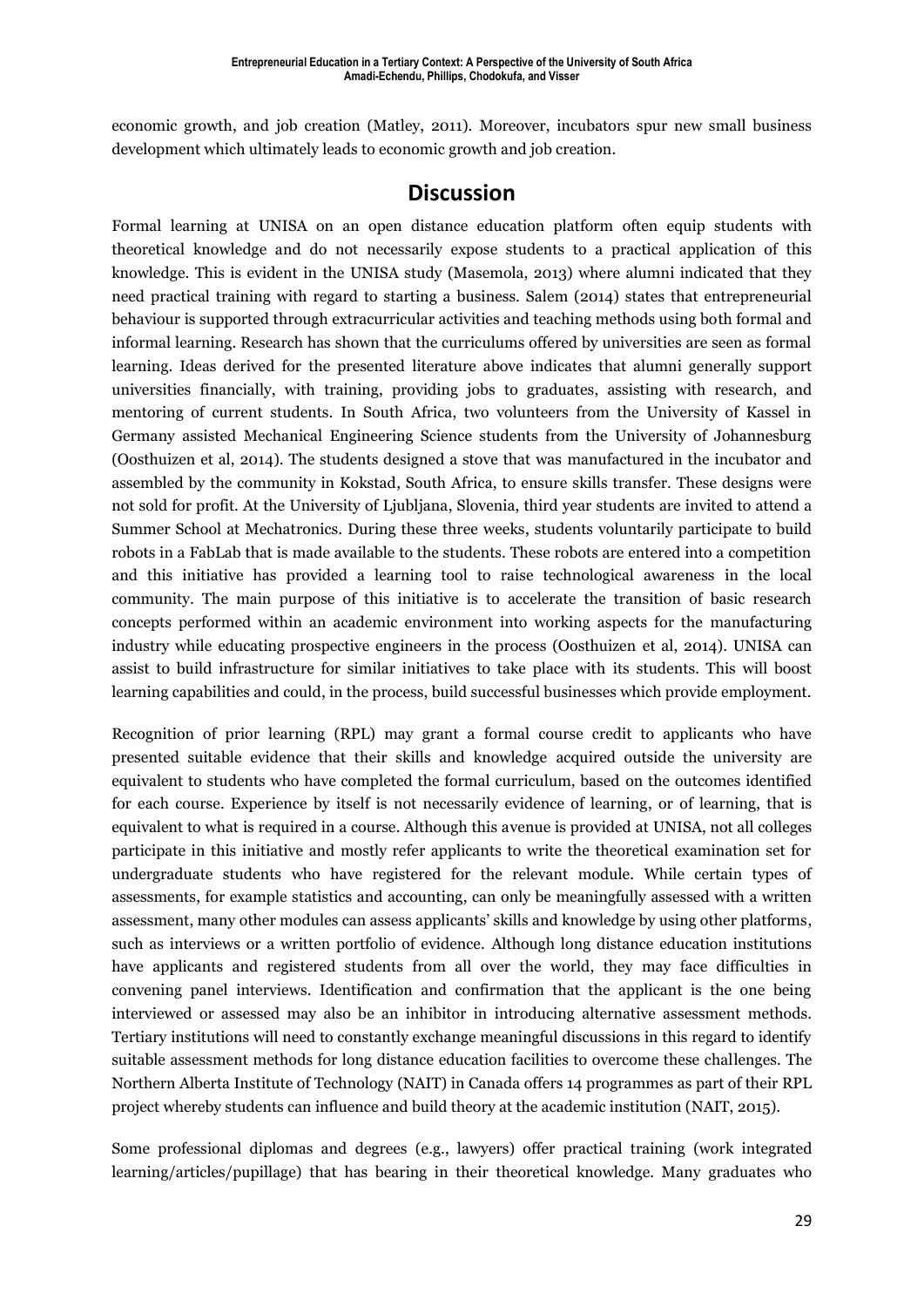economic growth, and job creation (Matley, 2011). Moreover, incubators spur new small business development which ultimately leads to economic growth and job creation.

## Discussion

Formal learning at UNISA on an open distance education platform often equip students with theoretical knowledge and do not necessarily expose students to a practical application of this knowledge. This is evident in the UNISA study (Masemola, 2013) where alumni indicated that they need practical training with regard to starting a business. Salem (2014) states that entrepreneurial behaviour is supported through extracurricular activities and teaching methods using both formal and informal learning. Research has shown that the curriculums offered by universities are seen as formal learning. Ideas derived for the presented literature above indicates that alumni generally support universities financially, with training, providing jobs to graduates, assisting with research, and mentoring of current students. In South Africa, two volunteers from the University of Kassel in Germany assisted Mechanical Engineering Science students from the University of Johannesburg (Oosthuizen et al, 2014). The students designed a stove that was manufactured in the incubator and assembled by the community in Kokstad, South Africa, to ensure skills transfer. These designs were not sold for profit. At the University of Ljubljana, Slovenia, third year students are invited to attend a Summer School at Mechatronics. During these three weeks, students voluntarily participate to build robots in a FabLab that is made available to the students. These robots are entered into a competition and this initiative has provided a learning tool to raise technological awareness in the local community. The main purpose of this initiative is to accelerate the transition of basic research concepts performed within an academic environment into working aspects for the manufacturing industry while educating prospective engineers in the process (Oosthuizen et al, 2014). UNISA can assist to build infrastructure for similar initiatives to take place with its students. This will boost learning capabilities and could, in the process, build successful businesses which provide employment.

Recognition of prior learning (RPL) may grant a formal course credit to applicants who have presented suitable evidence that their skills and knowledge acquired outside the university are equivalent to students who have completed the formal curriculum, based on the outcomes identified for each course. Experience by itself is not necessarily evidence of learning, or of learning, that is equivalent to what is required in a course. Although this avenue is provided at UNISA, not all colleges participate in this initiative and mostly refer applicants to write the theoretical examination set for undergraduate students who have registered for the relevant module. While certain types of assessments, for example statistics and accounting, can only be meaningfully assessed with a written assessment, many other modules can assess applicants' skills and knowledge by using other platforms, such as interviews or a written portfolio of evidence. Although long distance education institutions have applicants and registered students from all over the world, they may face difficulties in convening panel interviews. Identification and confirmation that the applicant is the one being interviewed or assessed may also be an inhibitor in introducing alternative assessment methods. Tertiary institutions will need to constantly exchange meaningful discussions in this regard to identify suitable assessment methods for long distance education facilities to overcome these challenges. The Northern Alberta Institute of Technology (NAIT) in Canada offers 14 programmes as part of their RPL project whereby students can influence and build theory at the academic institution (NAIT, 2015).

Some professional diplomas and degrees (e.g., lawyers) offer practical training (work integrated learning/articles/pupillage) that has bearing in their theoretical knowledge. Many graduates who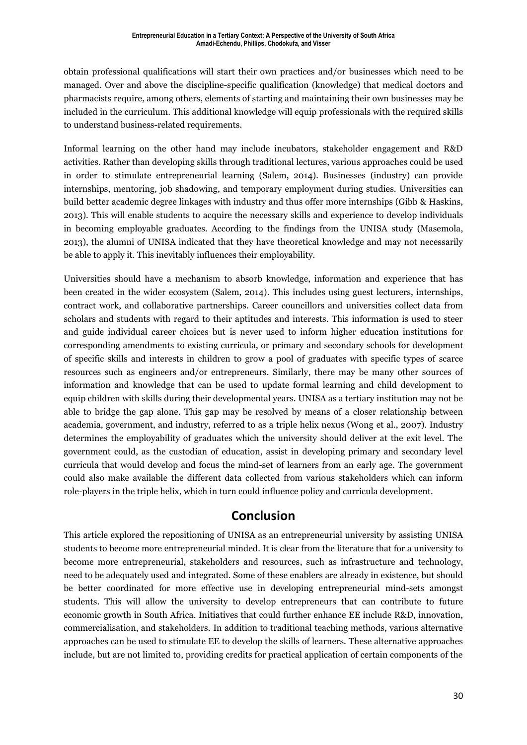obtain professional qualifications will start their own practices and/or businesses which need to be managed. Over and above the discipline-specific qualification (knowledge) that medical doctors and pharmacists require, among others, elements of starting and maintaining their own businesses may be included in the curriculum. This additional knowledge will equip professionals with the required skills to understand business-related requirements.

Informal learning on the other hand may include incubators, stakeholder engagement and R&D activities. Rather than developing skills through traditional lectures, various approaches could be used in order to stimulate entrepreneurial learning (Salem, 2014). Businesses (industry) can provide internships, mentoring, job shadowing, and temporary employment during studies. Universities can build better academic degree linkages with industry and thus offer more internships (Gibb & Haskins, 2013). This will enable students to acquire the necessary skills and experience to develop individuals in becoming employable graduates. According to the findings from the UNISA study (Masemola, 2013), the alumni of UNISA indicated that they have theoretical knowledge and may not necessarily be able to apply it. This inevitably influences their employability.

Universities should have a mechanism to absorb knowledge, information and experience that has been created in the wider ecosystem (Salem, 2014). This includes using guest lecturers, internships, contract work, and collaborative partnerships. Career councillors and universities collect data from scholars and students with regard to their aptitudes and interests. This information is used to steer and guide individual career choices but is never used to inform higher education institutions for corresponding amendments to existing curricula, or primary and secondary schools for development of specific skills and interests in children to grow a pool of graduates with specific types of scarce resources such as engineers and/or entrepreneurs. Similarly, there may be many other sources of information and knowledge that can be used to update formal learning and child development to equip children with skills during their developmental years. UNISA as a tertiary institution may not be able to bridge the gap alone. This gap may be resolved by means of a closer relationship between academia, government, and industry, referred to as a triple helix nexus (Wong et al., 2007). Industry determines the employability of graduates which the university should deliver at the exit level. The government could, as the custodian of education, assist in developing primary and secondary level curricula that would develop and focus the mind-set of learners from an early age. The government could also make available the different data collected from various stakeholders which can inform role-players in the triple helix, which in turn could influence policy and curricula development.

## Conclusion

This article explored the repositioning of UNISA as an entrepreneurial university by assisting UNISA students to become more entrepreneurial minded. It is clear from the literature that for a university to become more entrepreneurial, stakeholders and resources, such as infrastructure and technology, need to be adequately used and integrated. Some of these enablers are already in existence, but should be better coordinated for more effective use in developing entrepreneurial mind-sets amongst students. This will allow the university to develop entrepreneurs that can contribute to future economic growth in South Africa. Initiatives that could further enhance EE include R&D, innovation, commercialisation, and stakeholders. In addition to traditional teaching methods, various alternative approaches can be used to stimulate EE to develop the skills of learners. These alternative approaches include, but are not limited to, providing credits for practical application of certain components of the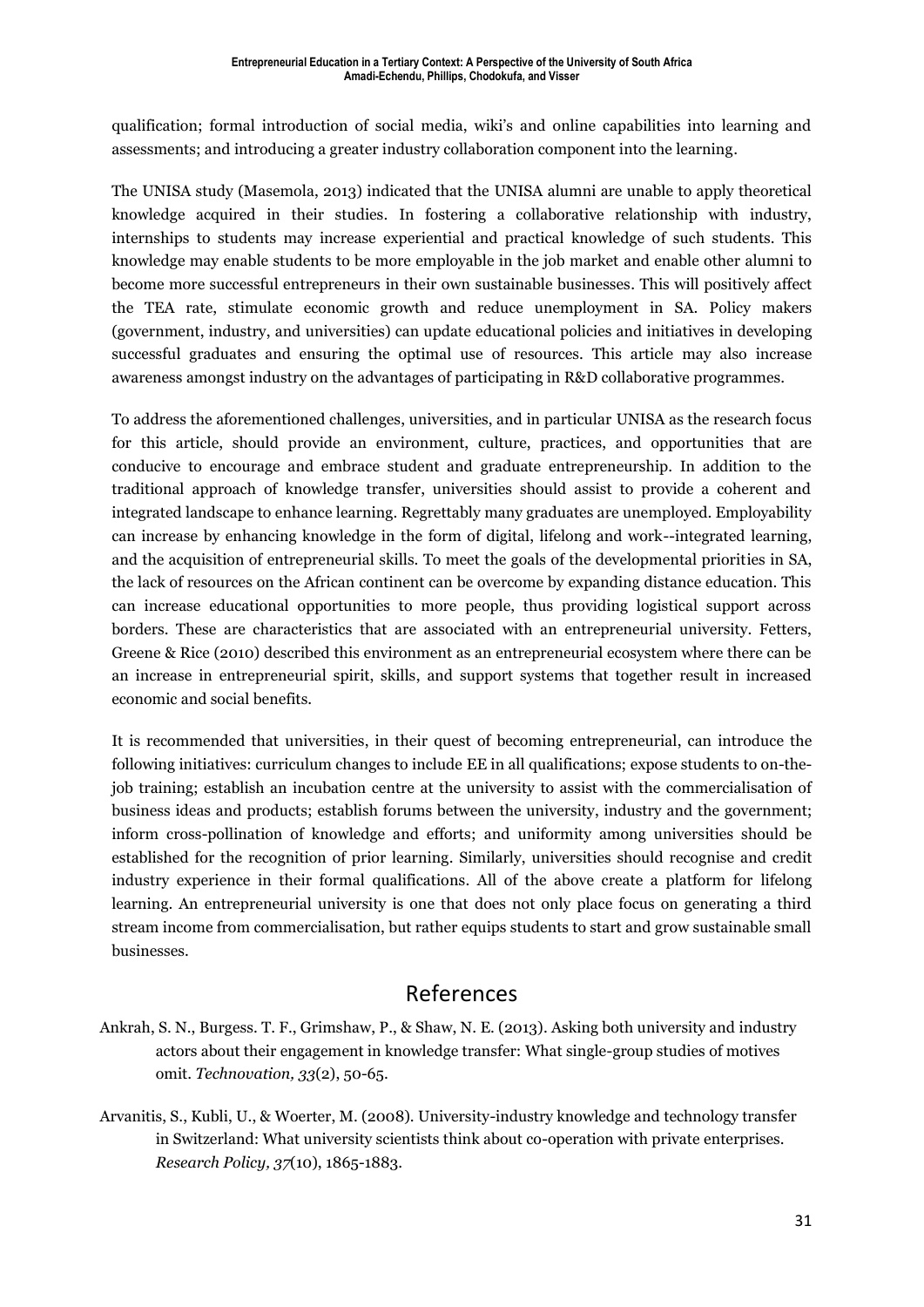qualification; formal introduction of social media, wiki's and online capabilities into learning and assessments; and introducing a greater industry collaboration component into the learning.

The UNISA study (Masemola, 2013) indicated that the UNISA alumni are unable to apply theoretical knowledge acquired in their studies. In fostering a collaborative relationship with industry, internships to students may increase experiential and practical knowledge of such students. This knowledge may enable students to be more employable in the job market and enable other alumni to become more successful entrepreneurs in their own sustainable businesses. This will positively affect the TEA rate, stimulate economic growth and reduce unemployment in SA. Policy makers (government, industry, and universities) can update educational policies and initiatives in developing successful graduates and ensuring the optimal use of resources. This article may also increase awareness amongst industry on the advantages of participating in R&D collaborative programmes.

To address the aforementioned challenges, universities, and in particular UNISA as the research focus for this article, should provide an environment, culture, practices, and opportunities that are conducive to encourage and embrace student and graduate entrepreneurship. In addition to the traditional approach of knowledge transfer, universities should assist to provide a coherent and integrated landscape to enhance learning. Regrettably many graduates are unemployed. Employability can increase by enhancing knowledge in the form of digital, lifelong and work--integrated learning, and the acquisition of entrepreneurial skills. To meet the goals of the developmental priorities in SA, the lack of resources on the African continent can be overcome by expanding distance education. This can increase educational opportunities to more people, thus providing logistical support across borders. These are characteristics that are associated with an entrepreneurial university. Fetters, Greene & Rice (2010) described this environment as an entrepreneurial ecosystem where there can be an increase in entrepreneurial spirit, skills, and support systems that together result in increased economic and social benefits.

It is recommended that universities, in their quest of becoming entrepreneurial, can introduce the following initiatives: curriculum changes to include EE in all qualifications; expose students to on-the-job training; establish an incubation centre at the university to assist with the commercialisation of business ideas and products; establish forums between the university, industry and the government; inform cross-pollination of knowledge and efforts; and uniformity among universities should be established for the recognition of prior learning. Similarly, universities should recognise and credit industry experience in their formal qualifications. All of the above create a platform for lifelong learning. An entrepreneurial university is one that does not only place focus on generating a third stream income from commercialisation, but rather equips students to start and grow sustainable small businesses.

## References

Ankrah, S. N., Burgess. T. F., Grimshaw, P., & Shaw, N. E. (2013). Asking both university and industry actors about their engagement in knowledge transfer: What single-group studies of motives omit. *Technovation, 33*(2), 50-65.

Arvanitis, S., Kubli, U., & Woerter, M. (2008). University-industry knowledge and technology transfer in Switzerland: What university scientists think about co-operation with private enterprises. *Research Policy, 37*(10), 1865-1883.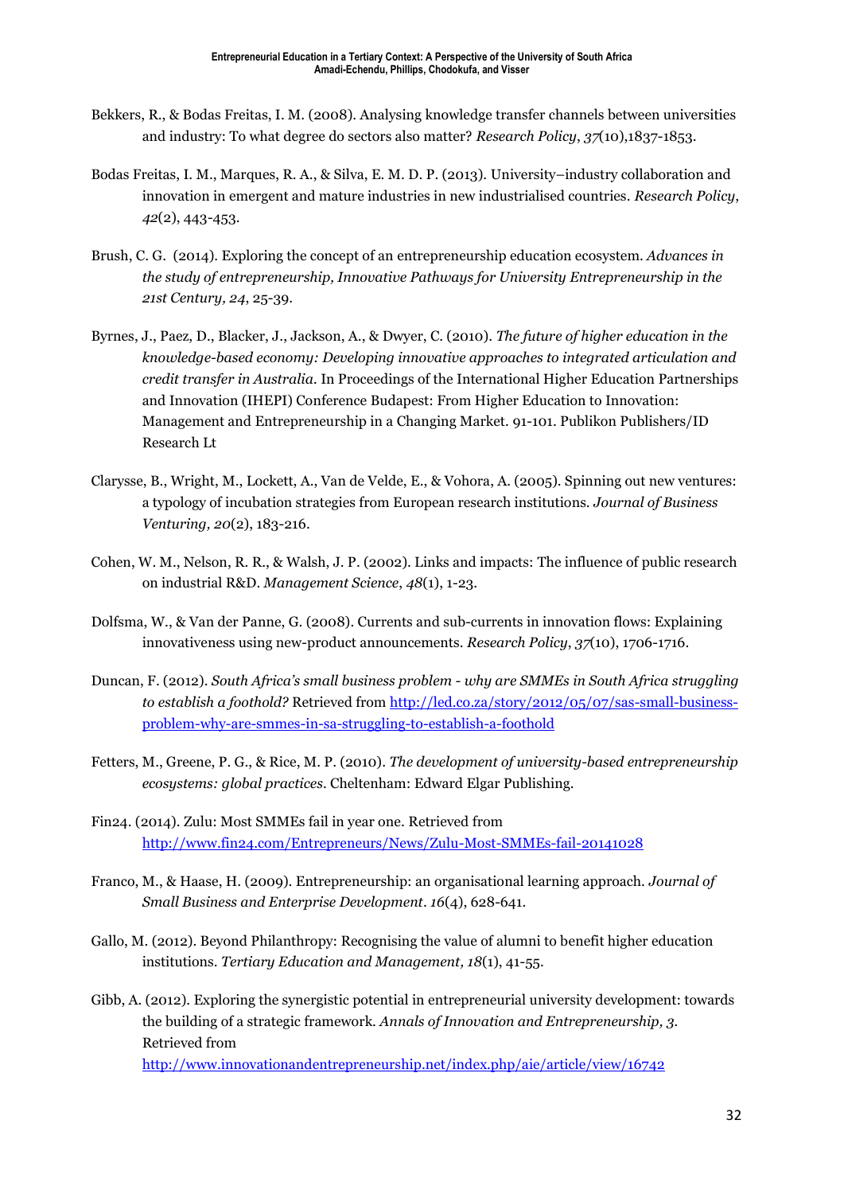Bekkers, R., & Bodas Freitas, I. M. (2008). Analysing knowledge transfer channels between universities and industry: To what degree do sectors also matter? *Research Policy*, *37*(10),1837-1853.

Bodas Freitas, I. M., Marques, R. A., & Silva, E. M. D. P. (2013). University–industry collaboration and innovation in emergent and mature industries in new industrialised countries. *Research Policy*, *42*(2), 443-453.

Brush, C. G. (2014). Exploring the concept of an entrepreneurship education ecosystem. *Advances in the study of entrepreneurship, Innovative Pathways for University Entrepreneurship in the 21st Century, 24*, 25-39.

Byrnes, J., Paez, D., Blacker, J., Jackson, A., & Dwyer, C. (2010). *The future of higher education in the knowledge-based economy: Developing innovative approaches to integrated articulation and credit transfer in Australia.* In Proceedings of the International Higher Education Partnerships and Innovation (IHEPI) Conference Budapest: From Higher Education to Innovation: Management and Entrepreneurship in a Changing Market. 91-101. Publikon Publishers/ID Research Lt

Clarysse, B., Wright, M., Lockett, A., Van de Velde, E., & Vohora, A. (2005). Spinning out new ventures: a typology of incubation strategies from European research institutions. *Journal of Business Venturing, 20*(2), 183-216.

Cohen, W. M., Nelson, R. R., & Walsh, J. P. (2002). Links and impacts: The influence of public research on industrial R&D. *Management Science*, *48*(1), 1-23.

Dolfsma, W., & Van der Panne, G. (2008). Currents and sub-currents in innovation flows: Explaining innovativeness using new-product announcements. *Research Policy*, *37*(10), 1706-1716.

Duncan, F. (2012). *South Africa's small business problem - why are SMMEs in South Africa struggling to establish a foothold?* Retrieved from http://led.co.za/story/2012/05/07/sas-small-business-problem-why-are-smmes-in-sa-struggling-to-establish-a-foothold

Fetters, M., Greene, P. G., & Rice, M. P. (2010). *The development of university-based entrepreneurship ecosystems: global practices*. Cheltenham: Edward Elgar Publishing.

Fin24. (2014). Zulu: Most SMMEs fail in year one. Retrieved from http://www.fin24.com/Entrepreneurs/News/Zulu-Most-SMMEs-fail-20141028

Franco, M., & Haase, H. (2009). Entrepreneurship: an organisational learning approach. *Journal of Small Business and Enterprise Development*. *16*(4), 628-641.

Gallo, M. (2012). Beyond Philanthropy: Recognising the value of alumni to benefit higher education institutions. *Tertiary Education and Management, 18*(1), 41-55.

Gibb, A. (2012). Exploring the synergistic potential in entrepreneurial university development: towards the building of a strategic framework. *Annals of Innovation and Entrepreneurship, 3*. Retrieved from http://www.innovationandentrepreneurship.net/index.php/aie/article/view/16742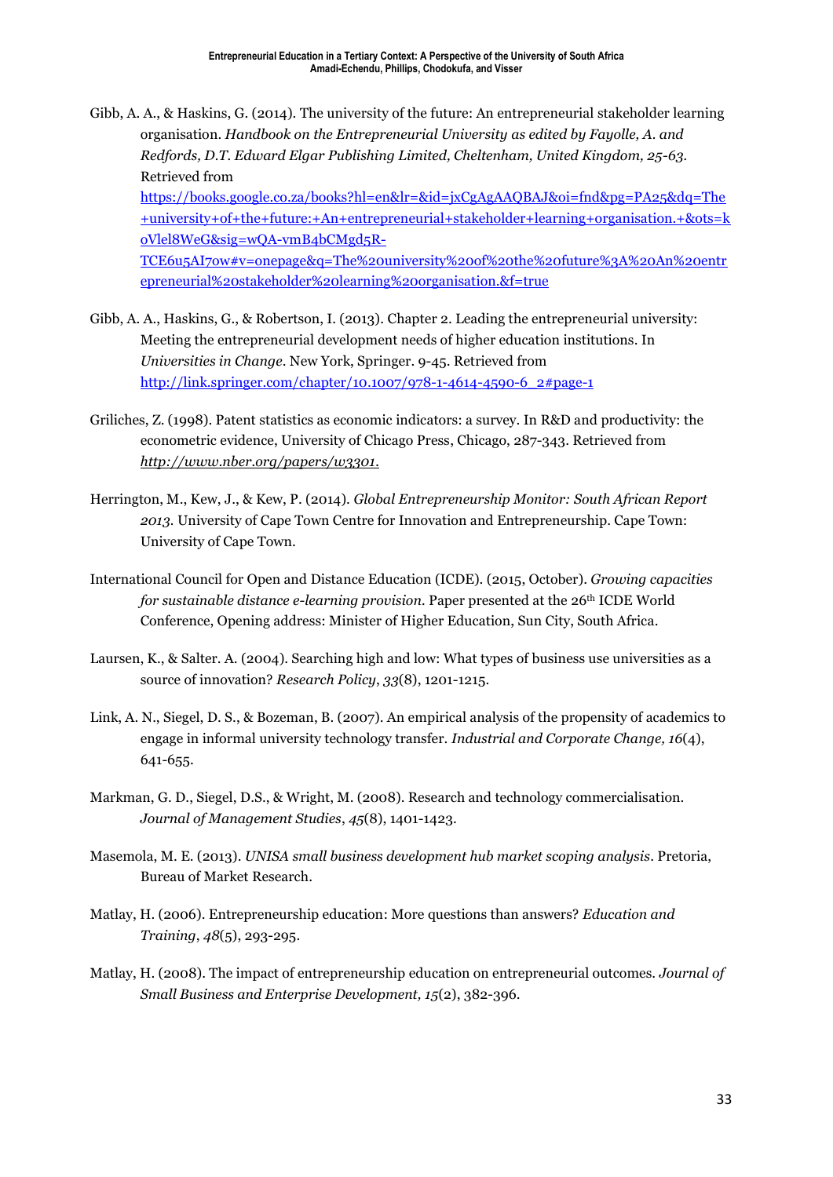Gibb, A. A., & Haskins, G. (2014). The university of the future: An entrepreneurial stakeholder learning organisation. *Handbook on the Entrepreneurial University as edited by Fayolle, A. and Redfords, D.T. Edward Elgar Publishing Limited, Cheltenham, United Kingdom, 25-63.* Retrieved from https://books.google.co.za/books?hl=en&lr=&id=jxCgAgAAQBAJ&oi=fnd&pg=PA25&dq=The+university+of+the+future:+An+entrepreneurial+stakeholder+learning+organisation.+&ots=koVlel8WeG&sig=wQA-vmB4bCMgd5R-TCE6u5AI7ow#v=onepage&q=The%20university%20of%20the%20future%3A%20An%20entrepreneurial%20stakeholder%20learning%20organisation.&f=true

Gibb, A. A., Haskins, G., & Robertson, I. (2013). Chapter 2. Leading the entrepreneurial university: Meeting the entrepreneurial development needs of higher education institutions. In *Universities in Change*. New York, Springer. 9-45. Retrieved from http://link.springer.com/chapter/10.1007/978-1-4614-4590-6_2#page-1

Griliches, Z. (1998). Patent statistics as economic indicators: a survey. In R&D and productivity: the econometric evidence, University of Chicago Press, Chicago, 287-343. Retrieved from *http://www.nber.org/papers/w3301.*

Herrington, M., Kew, J., & Kew, P. (2014). *Global Entrepreneurship Monitor: South African Report 2013.* University of Cape Town Centre for Innovation and Entrepreneurship. Cape Town: University of Cape Town.

International Council for Open and Distance Education (ICDE). (2015, October). *Growing capacities for sustainable distance e-learning provision.* Paper presented at the 26th ICDE World Conference, Opening address: Minister of Higher Education, Sun City, South Africa.

Laursen, K., & Salter. A. (2004). Searching high and low: What types of business use universities as a source of innovation? *Research Policy*, *33*(8), 1201-1215.

Link, A. N., Siegel, D. S., & Bozeman, B. (2007). An empirical analysis of the propensity of academics to engage in informal university technology transfer. *Industrial and Corporate Change, 16*(4), 641-655.

Markman, G. D., Siegel, D.S., & Wright, M. (2008). Research and technology commercialisation. *Journal of Management Studies*, *45*(8), 1401-1423.

Masemola, M. E. (2013). *UNISA small business development hub market scoping analysis*. Pretoria, Bureau of Market Research.

Matlay, H. (2006). Entrepreneurship education: More questions than answers? *Education and Training*, *48*(5), 293-295.

Matlay, H. (2008). The impact of entrepreneurship education on entrepreneurial outcomes. *Journal of Small Business and Enterprise Development, 15*(2), 382-396.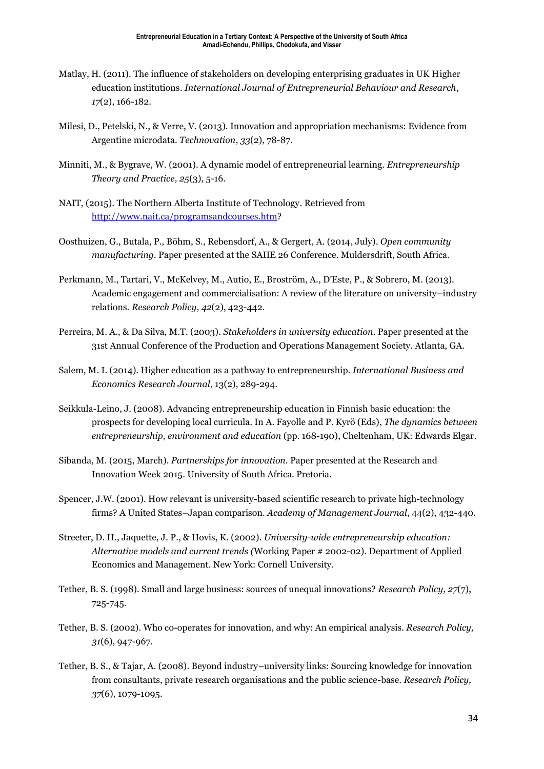Matlay, H. (2011). The influence of stakeholders on developing enterprising graduates in UK Higher education institutions. *International Journal of Entrepreneurial Behaviour and Research*, *17*(2), 166-182.

Milesi, D., Petelski, N., & Verre, V. (2013). Innovation and appropriation mechanisms: Evidence from Argentine microdata. *Technovation*, *33*(2), 78-87.

Minniti, M., & Bygrave, W. (2001). A dynamic model of entrepreneurial learning. *Entrepreneurship Theory and Practice, 25*(3), 5-16.

NAIT, (2015). The Northern Alberta Institute of Technology. Retrieved from http://www.nait.ca/programsandcourses.htm?

Oosthuizen, G., Butala, P., Böhm, S., Rebensdorf, A., & Gergert, A. (2014, July). *Open community manufacturing*. Paper presented at the SAIIE 26 Conference. Muldersdrift, South Africa.

Perkmann, M., Tartari, V., McKelvey, M., Autio, E., Broström, A., D'Este, P., & Sobrero, M. (2013). Academic engagement and commercialisation: A review of the literature on university–industry relations. *Research Policy*, *42*(2), 423-442.

Perreira, M. A., & Da Silva, M.T. (2003). *Stakeholders in university education*. Paper presented at the 31st Annual Conference of the Production and Operations Management Society. Atlanta, GA.

Salem, M. I. (2014). Higher education as a pathway to entrepreneurship. *International Business and Economics Research Journal*, 13(2), 289-294.

Seikkula-Leino, J. (2008). Advancing entrepreneurship education in Finnish basic education: the prospects for developing local curricula. In A. Fayolle and P. Kyrö (Eds), *The dynamics between entrepreneurship, environment and education* (pp. 168-190), Cheltenham, UK: Edwards Elgar.

Sibanda, M. (2015, March). *Partnerships for innovation*. Paper presented at the Research and Innovation Week 2015. University of South Africa. Pretoria.

Spencer, J.W. (2001). How relevant is university-based scientific research to private high-technology firms? A United States–Japan comparison. *Academy of Management Journal*, 44(2), 432-440.

Streeter, D. H., Jaquette, J. P., & Hovis, K. (2002). *University-wide entrepreneurship education: Alternative models and current trends (*Working Paper # 2002-02). Department of Applied Economics and Management. New York: Cornell University.

Tether, B. S. (1998). Small and large business: sources of unequal innovations? *Research Policy, 27*(7), 725-745.

Tether, B. S. (2002). Who co-operates for innovation, and why: An empirical analysis. *Research Policy, 31*(6), 947-967.

Tether, B. S., & Tajar, A. (2008). Beyond industry–university links: Sourcing knowledge for innovation from consultants, private research organisations and the public science-base. *Research Policy, 37*(6), 1079-1095.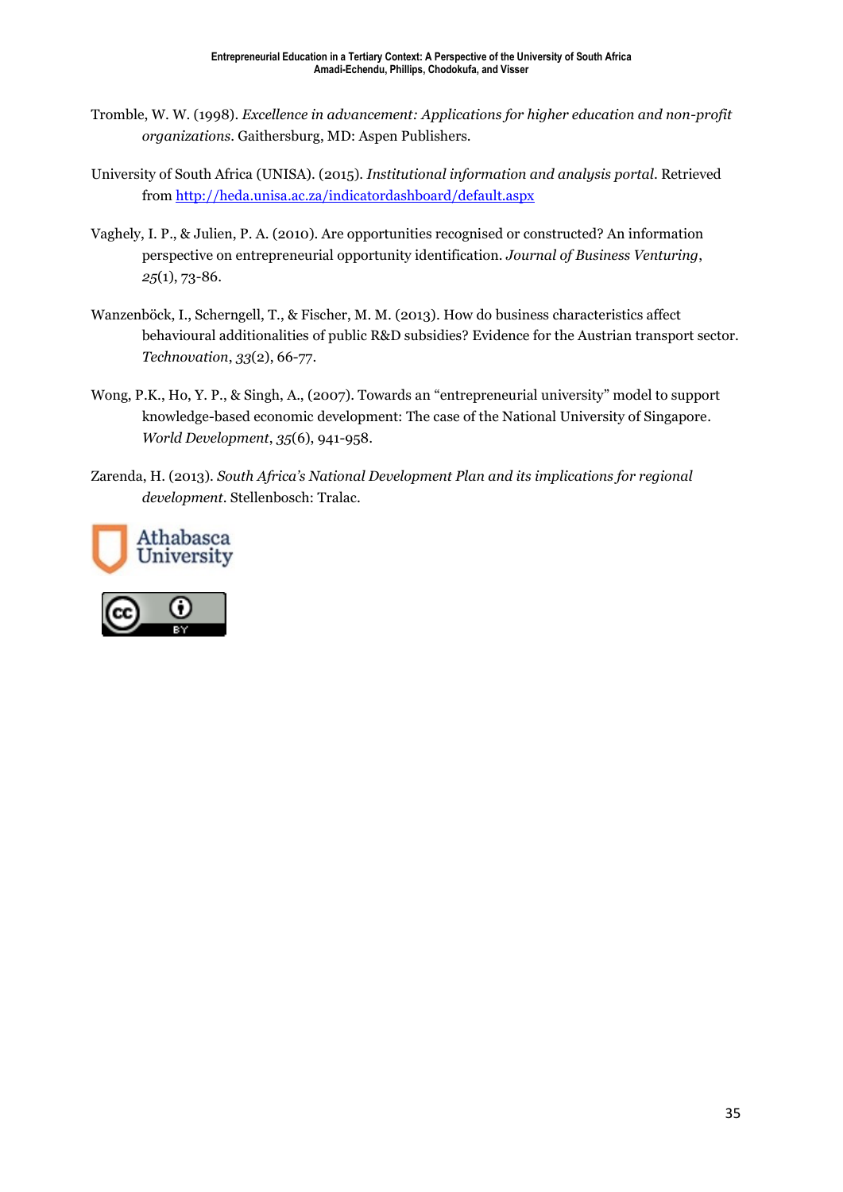Tromble, W. W. (1998). *Excellence in advancement: Applications for higher education and non-profit organizations*. Gaithersburg, MD: Aspen Publishers.

University of South Africa (UNISA). (2015). *Institutional information and analysis portal*. Retrieved from http://heda.unisa.ac.za/indicatordashboard/default.aspx

Vaghely, I. P., & Julien, P. A. (2010). Are opportunities recognised or constructed? An information perspective on entrepreneurial opportunity identification. *Journal of Business Venturing*, *25*(1), 73-86.

Wanzenböck, I., Scherngell, T., & Fischer, M. M. (2013). How do business characteristics affect behavioural additionalities of public R&D subsidies? Evidence for the Austrian transport sector. *Technovation*, *33*(2), 66-77.

Wong, P.K., Ho, Y. P., & Singh, A., (2007). Towards an "entrepreneurial university" model to support knowledge-based economic development: The case of the National University of Singapore. *World Development*, *35*(6), 941-958.

Zarenda, H. (2013). *South Africa's National Development Plan and its implications for regional development*. Stellenbosch: Tralac.